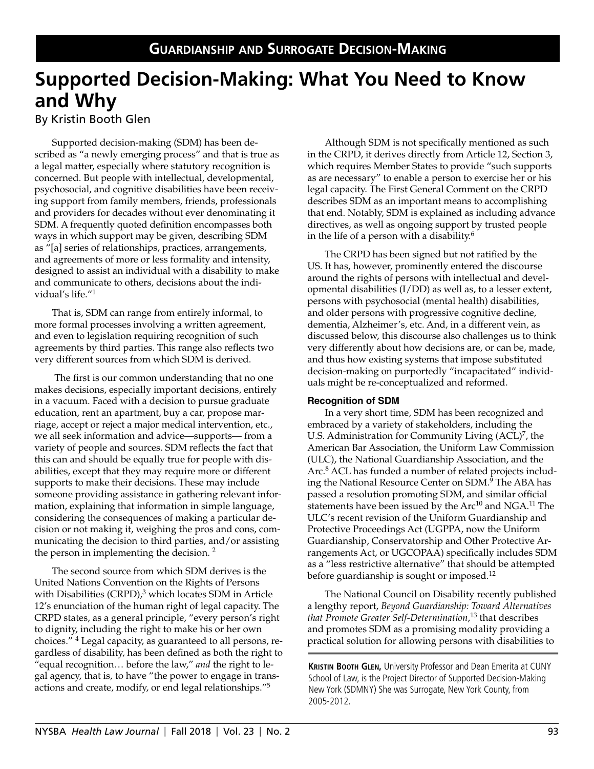## Guardianship and Surrogate Decision-Making

# Supported Decision-Making: What You Need to Know and Why

By Kristin Booth Glen

Supported decision-making (SDM) has been described as "a newly emerging process" and that is true as a legal matter, especially where statutory recognition is concerned. But people with intellectual, developmental, psychosocial, and cognitive disabilities have been receiving support from family members, friends, professionals and providers for decades without ever denominating it SDM. A frequently quoted definition encompasses both ways in which support may be given, describing SDM as "[a] series of relationships, practices, arrangements, and agreements of more or less formality and intensity, designed to assist an individual with a disability to make and communicate to others, decisions about the individual's life."[1]

That is, SDM can range from entirely informal, to more formal processes involving a written agreement, and even to legislation requiring recognition of such agreements by third parties. This range also reflects two very different sources from which SDM is derived.

The first is our common understanding that no one makes decisions, especially important decisions, entirely in a vacuum. Faced with a decision to pursue graduate education, rent an apartment, buy a car, propose marriage, accept or reject a major medical intervention, etc., we all seek information and advice—supports— from a variety of people and sources. SDM reflects the fact that this can and should be equally true for people with disabilities, except that they may require more or different supports to make their decisions. These may include someone providing assistance in gathering relevant information, explaining that information in simple language, considering the consequences of making a particular decision or not making it, weighing the pros and cons, communicating the decision to third parties, and/or assisting the person in implementing the decision.[2]

The second source from which SDM derives is the United Nations Convention on the Rights of Persons with Disabilities (CRPD),[3] which locates SDM in Article 12's enunciation of the human right of legal capacity. The CRPD states, as a general principle, "every person's right to dignity, including the right to make his or her own choices."[4] Legal capacity, as guaranteed to all persons, regardless of disability, has been defined as both the right to "equal recognition… before the law," *and* the right to legal agency, that is, to have "the power to engage in transactions and create, modify, or end legal relationships."[5]

Although SDM is not specifically mentioned as such in the CRPD, it derives directly from Article 12, Section 3, which requires Member States to provide "such supports as are necessary" to enable a person to exercise her or his legal capacity. The First General Comment on the CRPD describes SDM as an important means to accomplishing that end. Notably, SDM is explained as including advance directives, as well as ongoing support by trusted people in the life of a person with a disability.[6]

The CRPD has been signed but not ratified by the US. It has, however, prominently entered the discourse around the rights of persons with intellectual and developmental disabilities (I/DD) as well as, to a lesser extent, persons with psychosocial (mental health) disabilities, and older persons with progressive cognitive decline, dementia, Alzheimer's, etc. And, in a different vein, as discussed below, this discourse also challenges us to think very differently about how decisions are, or can be, made, and thus how existing systems that impose substituted decision-making on purportedly "incapacitated" individuals might be re-conceptualized and reformed.

### Recognition of SDM

In a very short time, SDM has been recognized and embraced by a variety of stakeholders, including the U.S. Administration for Community Living (ACL)[7], the American Bar Association, the Uniform Law Commission (ULC), the National Guardianship Association, and the Arc.[8] ACL has funded a number of related projects including the National Resource Center on SDM.[9] The ABA has passed a resolution promoting SDM, and similar official statements have been issued by the Arc[10] and NGA.[11] The ULC's recent revision of the Uniform Guardianship and Protective Proceedings Act (UGPPA, now the Uniform Guardianship, Conservatorship and Other Protective Arrangements Act, or UGCOPAA) specifically includes SDM as a "less restrictive alternative" that should be attempted before guardianship is sought or imposed.[12]

The National Council on Disability recently published a lengthy report, *Beyond Guardianship: Toward Alternatives that Promote Greater Self-Determination*,[13] that describes and promotes SDM as a promising modality providing a practical solution for allowing persons with disabilities to

---

**Kristin Booth Glen,** University Professor and Dean Emerita at CUNY School of Law, is the Project Director of Supported Decision-Making New York (SDMNY) She was Surrogate, New York County, from 2005-2012.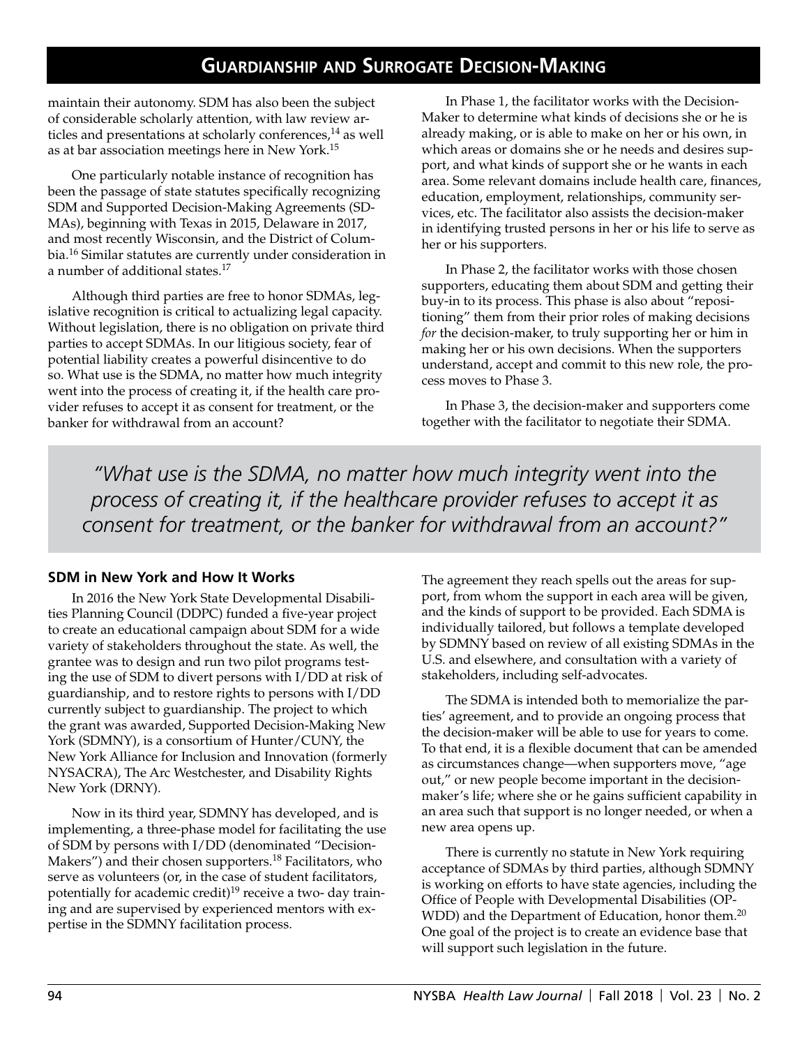maintain their autonomy. SDM has also been the subject of considerable scholarly attention, with law review articles and presentations at scholarly conferences,[14] as well as at bar association meetings here in New York.[15]

One particularly notable instance of recognition has been the passage of state statutes specifically recognizing SDM and Supported Decision-Making Agreements (SDMAs), beginning with Texas in 2015, Delaware in 2017, and most recently Wisconsin, and the District of Columbia.[16] Similar statutes are currently under consideration in a number of additional states.[17]

Although third parties are free to honor SDMAs, legislative recognition is critical to actualizing legal capacity. Without legislation, there is no obligation on private third parties to accept SDMAs. In our litigious society, fear of potential liability creates a powerful disincentive to do so. What use is the SDMA, no matter how much integrity went into the process of creating it, if the health care provider refuses to accept it as consent for treatment, or the banker for withdrawal from an account?

In Phase 1, the facilitator works with the Decision-Maker to determine what kinds of decisions she or he is already making, or is able to make on her or his own, in which areas or domains she or he needs and desires support, and what kinds of support she or he wants in each area. Some relevant domains include health care, finances, education, employment, relationships, community services, etc. The facilitator also assists the decision-maker in identifying trusted persons in her or his life to serve as her or his supporters.

In Phase 2, the facilitator works with those chosen supporters, educating them about SDM and getting their buy-in to its process. This phase is also about "repositioning" them from their prior roles of making decisions *for* the decision-maker, to truly supporting her or him in making her or his own decisions. When the supporters understand, accept and commit to this new role, the process moves to Phase 3.

In Phase 3, the decision-maker and supporters come together with the facilitator to negotiate their SDMA. The agreement they reach spells out the areas for support, from whom the support in each area will be given, and the kinds of support to be provided. Each SDMA is individually tailored, but follows a template developed by SDMNY based on review of all existing SDMAs in the U.S. and elsewhere, and consultation with a variety of stakeholders, including self-advocates.

> *"What use is the SDMA, no matter how much integrity went into the process of creating it, if the healthcare provider refuses to accept it as consent for treatment, or the banker for withdrawal from an account?"*

### SDM in New York and How It Works

In 2016 the New York State Developmental Disabilities Planning Council (DDPC) funded a five-year project to create an educational campaign about SDM for a wide variety of stakeholders throughout the state. As well, the grantee was to design and run two pilot programs testing the use of SDM to divert persons with I/DD at risk of guardianship, and to restore rights to persons with I/DD currently subject to guardianship. The project to which the grant was awarded, Supported Decision-Making New York (SDMNY), is a consortium of Hunter/CUNY, the New York Alliance for Inclusion and Innovation (formerly NYSACRA), The Arc Westchester, and Disability Rights New York (DRNY).

Now in its third year, SDMNY has developed, and is implementing, a three-phase model for facilitating the use of SDM by persons with I/DD (denominated "Decision-Makers") and their chosen supporters.[18] Facilitators, who serve as volunteers (or, in the case of student facilitators, potentially for academic credit)[19] receive a two- day training and are supervised by experienced mentors with expertise in the SDMNY facilitation process.

The SDMA is intended both to memorialize the parties' agreement, and to provide an ongoing process that the decision-maker will be able to use for years to come. To that end, it is a flexible document that can be amended as circumstances change—when supporters move, "age out," or new people become important in the decision-maker's life; where she or he gains sufficient capability in an area such that support is no longer needed, or when a new area opens up.

There is currently no statute in New York requiring acceptance of SDMAs by third parties, although SDMNY is working on efforts to have state agencies, including the Office of People with Developmental Disabilities (OPWDD) and the Department of Education, honor them.[20] One goal of the project is to create an evidence base that will support such legislation in the future.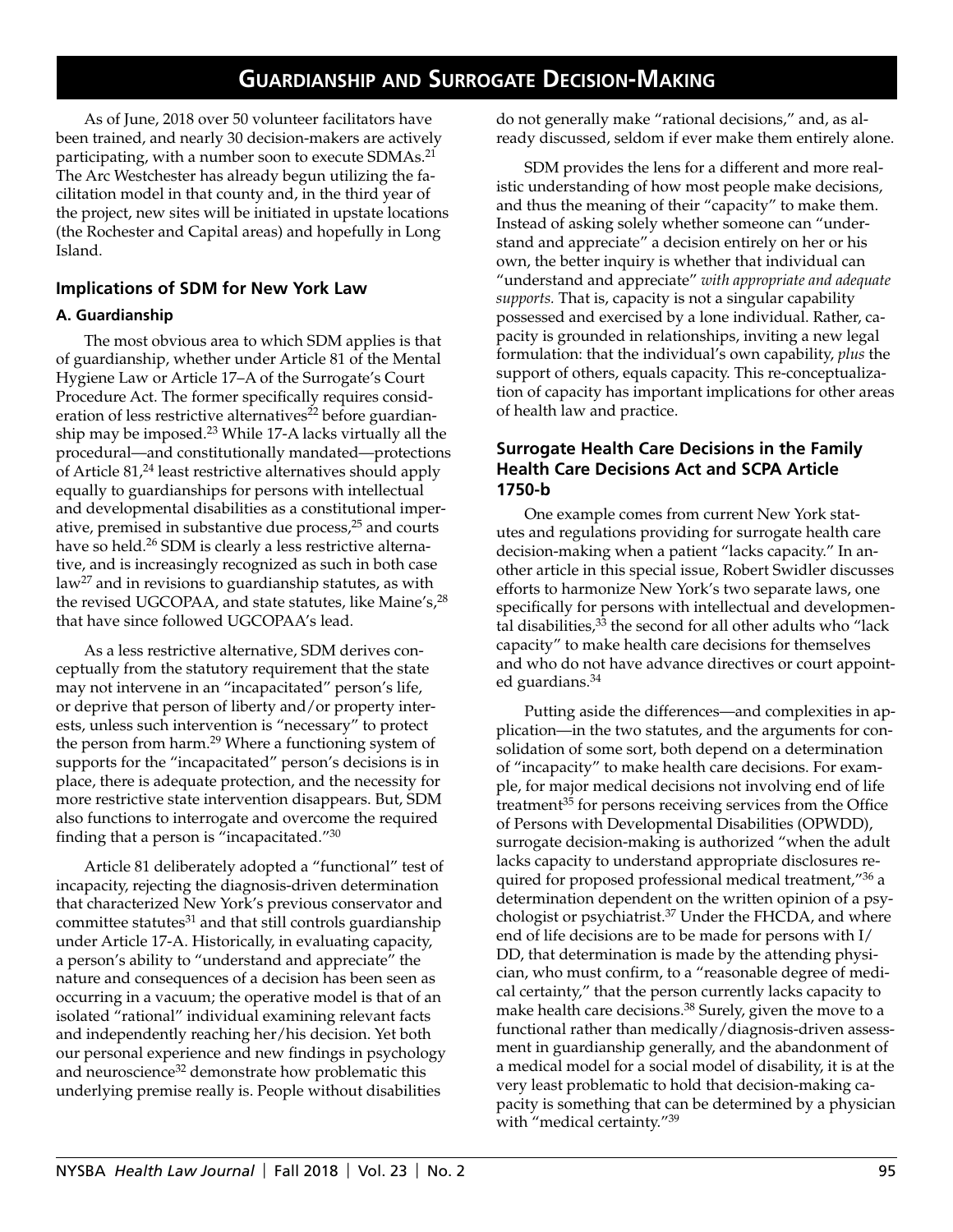As of June, 2018 over 50 volunteer facilitators have been trained, and nearly 30 decision-makers are actively participating, with a number soon to execute SDMAs.[21] The Arc Westchester has already begun utilizing the facilitation model in that county and, in the third year of the project, new sites will be initiated in upstate locations (the Rochester and Capital areas) and hopefully in Long Island.

### Implications of SDM for New York Law

#### A. Guardianship

The most obvious area to which SDM applies is that of guardianship, whether under Article 81 of the Mental Hygiene Law or Article 17–A of the Surrogate's Court Procedure Act. The former specifically requires consideration of less restrictive alternatives[22] before guardianship may be imposed.[23] While 17-A lacks virtually all the procedural—and constitutionally mandated—protections of Article 81,[24] least restrictive alternatives should apply equally to guardianships for persons with intellectual and developmental disabilities as a constitutional imperative, premised in substantive due process,[25] and courts have so held.[26] SDM is clearly a less restrictive alternative, and is increasingly recognized as such in both case law[27] and in revisions to guardianship statutes, as with the revised UGCOPAA, and state statutes, like Maine's,[28] that have since followed UGCOPAA's lead.

As a less restrictive alternative, SDM derives conceptually from the statutory requirement that the state may not intervene in an "incapacitated" person's life, or deprive that person of liberty and/or property interests, unless such intervention is "necessary" to protect the person from harm.[29] Where a functioning system of supports for the "incapacitated" person's decisions is in place, there is adequate protection, and the necessity for more restrictive state intervention disappears. But, SDM also functions to interrogate and overcome the required finding that a person is "incapacitated."[30]

Article 81 deliberately adopted a "functional" test of incapacity, rejecting the diagnosis-driven determination that characterized New York's previous conservator and committee statutes[31] and that still controls guardianship under Article 17-A. Historically, in evaluating capacity, a person's ability to "understand and appreciate" the nature and consequences of a decision has been seen as occurring in a vacuum; the operative model is that of an isolated "rational" individual examining relevant facts and independently reaching her/his decision. Yet both our personal experience and new findings in psychology and neuroscience[32] demonstrate how problematic this underlying premise really is. People without disabilities do not generally make "rational decisions," and, as already discussed, seldom if ever make them entirely alone.

SDM provides the lens for a different and more realistic understanding of how most people make decisions, and thus the meaning of their "capacity" to make them. Instead of asking solely whether someone can "understand and appreciate" a decision entirely on her or his own, the better inquiry is whether that individual can "understand and appreciate" *with appropriate and adequate supports.* That is, capacity is not a singular capability possessed and exercised by a lone individual. Rather, capacity is grounded in relationships, inviting a new legal formulation: that the individual's own capability, *plus* the support of others, equals capacity. This re-conceptualization of capacity has important implications for other areas of health law and practice.

### Surrogate Health Care Decisions in the Family Health Care Decisions Act and SCPA Article 1750-b

One example comes from current New York statutes and regulations providing for surrogate health care decision-making when a patient "lacks capacity." In another article in this special issue, Robert Swidler discusses efforts to harmonize New York's two separate laws, one specifically for persons with intellectual and developmental disabilities,[33] the second for all other adults who "lack capacity" to make health care decisions for themselves and who do not have advance directives or court appointed guardians.[34]

Putting aside the differences—and complexities in application—in the two statutes, and the arguments for consolidation of some sort, both depend on a determination of "incapacity" to make health care decisions. For example, for major medical decisions not involving end of life treatment[35] for persons receiving services from the Office of Persons with Developmental Disabilities (OPWDD), surrogate decision-making is authorized "when the adult lacks capacity to understand appropriate disclosures required for proposed professional medical treatment,"[36] a determination dependent on the written opinion of a psychologist or psychiatrist.[37] Under the FHCDA, and where end of life decisions are to be made for persons with I/DD, that determination is made by the attending physician, who must confirm, to a "reasonable degree of medical certainty," that the person currently lacks capacity to make health care decisions.[38] Surely, given the move to a functional rather than medically/diagnosis-driven assessment in guardianship generally, and the abandonment of a medical model for a social model of disability, it is at the very least problematic to hold that decision-making capacity is something that can be determined by a physician with "medical certainty."[39]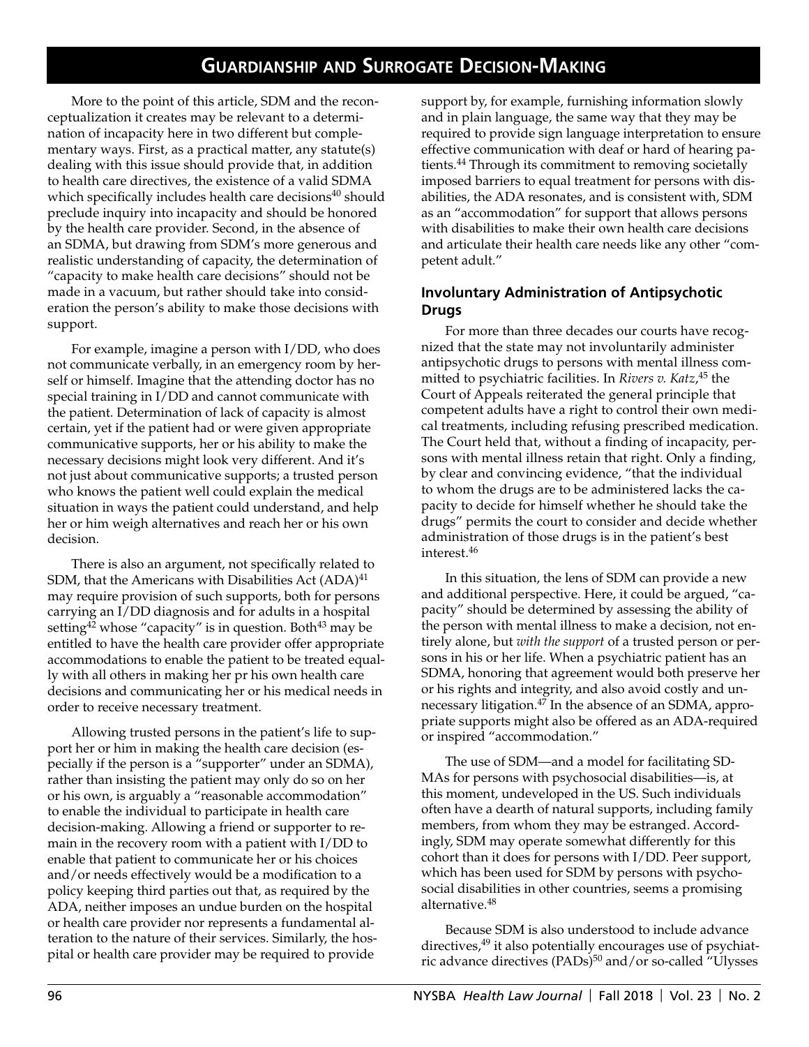More to the point of this article, SDM and the reconceptualization it creates may be relevant to a determination of incapacity here in two different but complementary ways. First, as a practical matter, any statute(s) dealing with this issue should provide that, in addition to health care directives, the existence of a valid SDMA which specifically includes health care decisions[40] should preclude inquiry into incapacity and should be honored by the health care provider. Second, in the absence of an SDMA, but drawing from SDM's more generous and realistic understanding of capacity, the determination of "capacity to make health care decisions" should not be made in a vacuum, but rather should take into consideration the person's ability to make those decisions with support.

For example, imagine a person with I/DD, who does not communicate verbally, in an emergency room by herself or himself. Imagine that the attending doctor has no special training in I/DD and cannot communicate with the patient. Determination of lack of capacity is almost certain, yet if the patient had or were given appropriate communicative supports, her or his ability to make the necessary decisions might look very different. And it's not just about communicative supports; a trusted person who knows the patient well could explain the medical situation in ways the patient could understand, and help her or him weigh alternatives and reach her or his own decision.

There is also an argument, not specifically related to SDM, that the Americans with Disabilities Act (ADA)[41] may require provision of such supports, both for persons carrying an I/DD diagnosis and for adults in a hospital setting[42] whose "capacity" is in question. Both[43] may be entitled to have the health care provider offer appropriate accommodations to enable the patient to be treated equally with all others in making her pr his own health care decisions and communicating her or his medical needs in order to receive necessary treatment.

Allowing trusted persons in the patient's life to support her or him in making the health care decision (especially if the person is a "supporter" under an SDMA), rather than insisting the patient may only do so on her or his own, is arguably a "reasonable accommodation" to enable the individual to participate in health care decision-making. Allowing a friend or supporter to remain in the recovery room with a patient with I/DD to enable that patient to communicate her or his choices and/or needs effectively would be a modification to a policy keeping third parties out that, as required by the ADA, neither imposes an undue burden on the hospital or health care provider nor represents a fundamental alteration to the nature of their services. Similarly, the hospital or health care provider may be required to provide support by, for example, furnishing information slowly and in plain language, the same way that they may be required to provide sign language interpretation to ensure effective communication with deaf or hard of hearing patients.[44] Through its commitment to removing societally imposed barriers to equal treatment for persons with disabilities, the ADA resonates, and is consistent with, SDM as an "accommodation" for support that allows persons with disabilities to make their own health care decisions and articulate their health care needs like any other "competent adult."

### Involuntary Administration of Antipsychotic Drugs

For more than three decades our courts have recognized that the state may not involuntarily administer antipsychotic drugs to persons with mental illness committed to psychiatric facilities. In *Rivers v. Katz*,[45] the Court of Appeals reiterated the general principle that competent adults have a right to control their own medical treatments, including refusing prescribed medication. The Court held that, without a finding of incapacity, persons with mental illness retain that right. Only a finding, by clear and convincing evidence, "that the individual to whom the drugs are to be administered lacks the capacity to decide for himself whether he should take the drugs" permits the court to consider and decide whether administration of those drugs is in the patient's best interest.[46]

In this situation, the lens of SDM can provide a new and additional perspective. Here, it could be argued, "capacity" should be determined by assessing the ability of the person with mental illness to make a decision, not entirely alone, but *with the support* of a trusted person or persons in his or her life. When a psychiatric patient has an SDMA, honoring that agreement would both preserve her or his rights and integrity, and also avoid costly and unnecessary litigation.[47] In the absence of an SDMA, appropriate supports might also be offered as an ADA-required or inspired "accommodation."

The use of SDM—and a model for facilitating SDMAs for persons with psychosocial disabilities—is, at this moment, undeveloped in the US. Such individuals often have a dearth of natural supports, including family members, from whom they may be estranged. Accordingly, SDM may operate somewhat differently for this cohort than it does for persons with I/DD. Peer support, which has been used for SDM by persons with psychosocial disabilities in other countries, seems a promising alternative.[48]

Because SDM is also understood to include advance directives,[49] it also potentially encourages use of psychiatric advance directives (PADs)[50] and/or so-called "Ulysses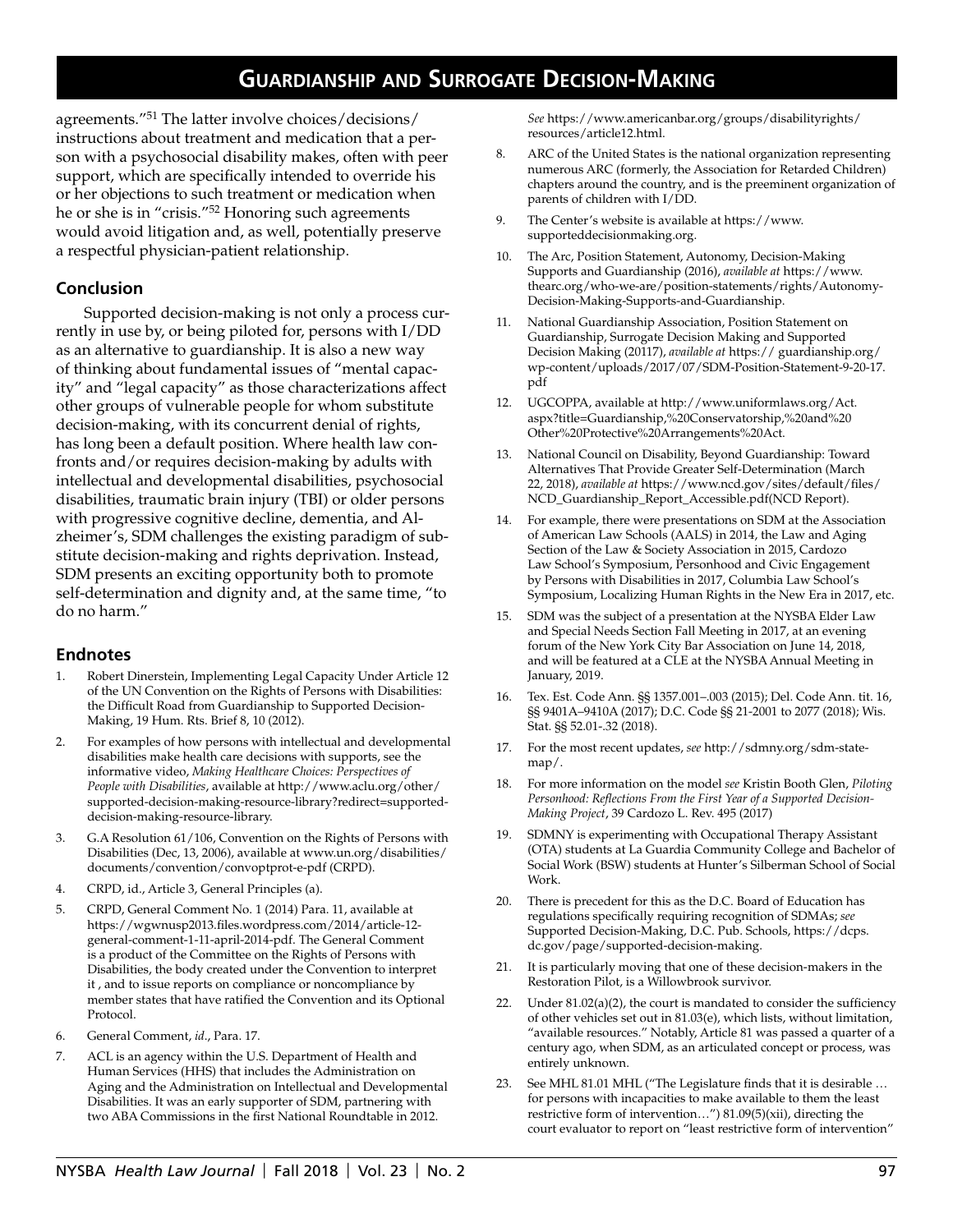agreements."[51] The latter involve choices/decisions/ instructions about treatment and medication that a person with a psychosocial disability makes, often with peer support, which are specifically intended to override his or her objections to such treatment or medication when he or she is in "crisis."[52] Honoring such agreements would avoid litigation and, as well, potentially preserve a respectful physician-patient relationship.

## Conclusion

Supported decision-making is not only a process currently in use by, or being piloted for, persons with I/DD as an alternative to guardianship. It is also a new way of thinking about fundamental issues of "mental capacity" and "legal capacity" as those characterizations affect other groups of vulnerable people for whom substitute decision-making, with its concurrent denial of rights, has long been a default position. Where health law confronts and/or requires decision-making by adults with intellectual and developmental disabilities, psychosocial disabilities, traumatic brain injury (TBI) or older persons with progressive cognitive decline, dementia, and Alzheimer's, SDM challenges the existing paradigm of substitute decision-making and rights deprivation. Instead, SDM presents an exciting opportunity both to promote self-determination and dignity and, at the same time, "to do no harm."

## Endnotes

1. Robert Dinerstein, Implementing Legal Capacity Under Article 12 of the UN Convention on the Rights of Persons with Disabilities: the Difficult Road from Guardianship to Supported Decision-Making, 19 Hum. Rts. Brief 8, 10 (2012).
2. For examples of how persons with intellectual and developmental disabilities make health care decisions with supports, see the informative video, *Making Healthcare Choices: Perspectives of People with Disabilities*, available at http://www.aclu.org/other/supported-decision-making-resource-library?redirect=supported-decision-making-resource-library.
3. G.A Resolution 61/106, Convention on the Rights of Persons with Disabilities (Dec, 13, 2006), available at www.un.org/disabilities/documents/convention/convoptprot-e-pdf (CRPD).
4. CRPD, id., Article 3, General Principles (a).
5. CRPD, General Comment No. 1 (2014) Para. 11, available at https://wgwnusp2013.files.wordpress.com/2014/article-12-general-comment-1-11-april-2014-pdf. The General Comment is a product of the Committee on the Rights of Persons with Disabilities, the body created under the Convention to interpret it , and to issue reports on compliance or noncompliance by member states that have ratified the Convention and its Optional Protocol.
6. General Comment, *id*., Para. 17.
7. ACL is an agency within the U.S. Department of Health and Human Services (HHS) that includes the Administration on Aging and the Administration on Intellectual and Developmental Disabilities. It was an early supporter of SDM, partnering with two ABA Commissions in the first National Roundtable in 2012. *See* https://www.americanbar.org/groups/disabilityrights/resources/article12.html.
8. ARC of the United States is the national organization representing numerous ARC (formerly, the Association for Retarded Children) chapters around the country, and is the preeminent organization of parents of children with I/DD.
9. The Center's website is available at https://www.supporteddecisionmaking.org.
10. The Arc, Position Statement, Autonomy, Decision-Making Supports and Guardianship (2016), *available at* https://www.thearc.org/who-we-are/position-statements/rights/Autonomy-Decision-Making-Supports-and-Guardianship.
11. National Guardianship Association, Position Statement on Guardianship, Surrogate Decision Making and Supported Decision Making (20117), *available at* https:// guardianship.org/wp-content/uploads/2017/07/SDM-Position-Statement-9-20-17.pdf
12. UGCOPPA, available at http://www.uniformlaws.org/Act.aspx?title=Guardianship,%20Conservatorship,%20and%20Other%20Protective%20Arrangements%20Act.
13. National Council on Disability, Beyond Guardianship: Toward Alternatives That Provide Greater Self-Determination (March 22, 2018), *available at* https://www.ncd.gov/sites/default/files/NCD_Guardianship_Report_Accessible.pdf(NCD Report).
14. For example, there were presentations on SDM at the Association of American Law Schools (AALS) in 2014, the Law and Aging Section of the Law & Society Association in 2015, Cardozo Law School's Symposium, Personhood and Civic Engagement by Persons with Disabilities in 2017, Columbia Law School's Symposium, Localizing Human Rights in the New Era in 2017, etc.
15. SDM was the subject of a presentation at the NYSBA Elder Law and Special Needs Section Fall Meeting in 2017, at an evening forum of the New York City Bar Association on June 14, 2018, and will be featured at a CLE at the NYSBA Annual Meeting in January, 2019.
16. Tex. Est. Code Ann. §§ 1357.001–.003 (2015); Del. Code Ann. tit. 16, §§ 9401A–9410A (2017); D.C. Code §§ 21-2001 to 2077 (2018); Wis. Stat. §§ 52.01-.32 (2018).
17. For the most recent updates, *see* http://sdmny.org/sdm-state-map/.
18. For more information on the model *see* Kristin Booth Glen, *Piloting Personhood: Reflections From the First Year of a Supported Decision-Making Project*, 39 Cardozo L. Rev. 495 (2017)
19. SDMNY is experimenting with Occupational Therapy Assistant (OTA) students at La Guardia Community College and Bachelor of Social Work (BSW) students at Hunter's Silberman School of Social Work.
20. There is precedent for this as the D.C. Board of Education has regulations specifically requiring recognition of SDMAs; *see* Supported Decision-Making, D.C. Pub. Schools, https://dcps.dc.gov/page/supported-decision-making.
21. It is particularly moving that one of these decision-makers in the Restoration Pilot, is a Willowbrook survivor.
22. Under 81.02(a)(2), the court is mandated to consider the sufficiency of other vehicles set out in 81.03(e), which lists, without limitation, "available resources." Notably, Article 81 was passed a quarter of a century ago, when SDM, as an articulated concept or process, was entirely unknown.
23. See MHL 81.01 MHL ("The Legislature finds that it is desirable … for persons with incapacities to make available to them the least restrictive form of intervention…") 81.09(5)(xii), directing the court evaluator to report on "least restrictive form of intervention"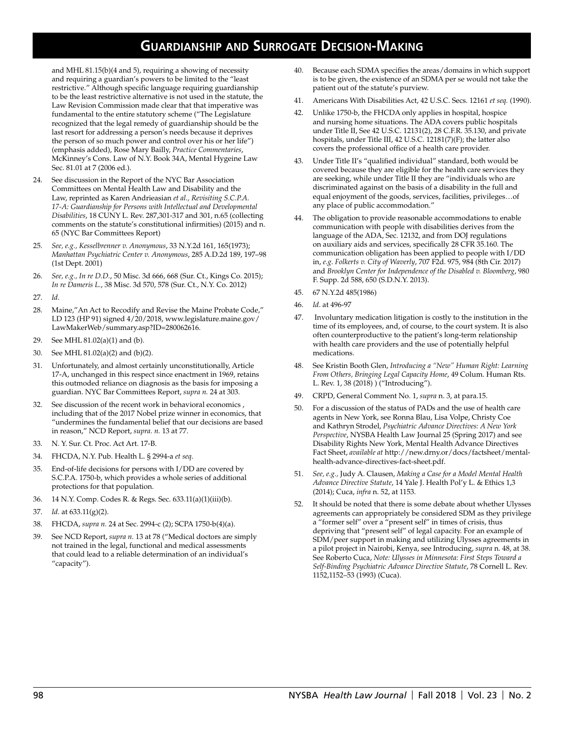and MHL 81.15(b)(4 and 5), requiring a showing of necessity and requiring a guardian's powers to be limited to the "least restrictive." Although specific language requiring guardianship to be the least restrictive alternative is not used in the statute, the Law Revision Commission made clear that that imperative was fundamental to the entire statutory scheme ("The Legislature recognized that the legal remedy of guardianship should be the last resort for addressing a person's needs because it deprives the person of so much power and control over his or her life") (emphasis added), Rose Mary Bailly, *Practice Commentaries*, McKinney's Cons. Law of N.Y. Book 34A, Mental Hygeine Law Sec. 81.01 at 7 (2006 ed.).

24. See discussion in the Report of the NYC Bar Association Committees on Mental Health Law and Disability and the Law, reprinted as Karen Andrieasian *et al., Revisiting S.C.P.A. 17-A: Guardianship for Persons with Intellectual and Developmental Disabilities*, 18 CUNY L. Rev. 287,301-317 and 301, n.65 (collecting comments on the statute's constitutional infirmities) (2015) and n. 65 (NYC Bar Committees Report)
25. *See, e.g., Kesselbrenner v. Anonymous*, 33 N.Y.2d 161, 165(1973); *Manhattan Psychiatric Center v. Anonymous*, 285 A.D.2d 189, 197–98 (1st Dept. 2001)
26. *See, e.g., In re D.D.*, 50 Misc. 3d 666, 668 (Sur. Ct., Kings Co. 2015); *In re Dameris L.*, 38 Misc. 3d 570, 578 (Sur. Ct., N.Y. Co. 2012)
27. *Id*.
28. Maine,"An Act to Recodify and Revise the Maine Probate Code," LD 123 (HP 91) signed 4/20/2018, www.legislature.maine.gov/LawMakerWeb/summary.asp?ID=280062616.
29. See MHL 81.02(a)(1) and (b).
30. See MHL 81.02(a)(2) and (b)(2).
31. Unfortunately, and almost certainly unconstitutionally, Article 17-A, unchanged in this respect since enactment in 1969, retains this outmoded reliance on diagnosis as the basis for imposing a guardian. NYC Bar Committees Report, *supra n.* 24 at 303.
32. See discussion of the recent work in behavioral economics , including that of the 2017 Nobel prize winner in economics, that "undermines the fundamental belief that our decisions are based in reason," NCD Report, *supra. n.* 13 at 77.
33. N. Y. Sur. Ct. Proc. Act Art. 17-B.
34. FHCDA, N.Y. Pub. Health L. § 2994-a *et seq.*
35. End-of-life decisions for persons with I/DD are covered by S.C.P.A. 1750-b, which provides a whole series of additional protections for that population.
36. 14 N.Y. Comp. Codes R. & Regs. Sec. 633.11(a)(1)(iii)(b).
37. *Id*. at 633.11(g)(2).
38. FHCDA, *supra n.* 24 at Sec. 2994-c (2); SCPA 1750-b(4)(a).
39. See NCD Report, *supra n.* 13 at 78 ("Medical doctors are simply not trained in the legal, functional and medical assessments that could lead to a reliable determination of an individual's "capacity").
40. Because each SDMA specifies the areas/domains in which support is to be given, the existence of an SDMA per se would not take the patient out of the statute's purview.
41. Americans With Disabilities Act, 42 U.S.C. Secs. 12161 *et seq.* (1990).
42. Unlike 1750-b, the FHCDA only applies in hospital, hospice and nursing home situations. The ADA covers public hospitals under Title II, See 42 U.S.C. 12131(2), 28 C.F.R. 35.130, and private hospitals, under Title III, 42 U.S.C. 12181(7)(F); the latter also covers the professional office of a health care provider.
43. Under Title II's "qualified individual" standard, both would be covered because they are eligible for the health care services they are seeking, while under Title II they are "individuals who are discriminated against on the basis of a disability in the full and equal enjoyment of the goods, services, facilities, privileges…of any place of public accommodation."
44. The obligation to provide reasonable accommodations to enable communication with people with disabilities derives from the language of the ADA, Sec. 12132, and from DOJ regulations on auxiliary aids and services, specifically 28 CFR 35.160. The communication obligation has been applied to people with I/DD in, *e.g. Folkerts v. City of Waverly*, 707 F2d. 975, 984 (8th Cir. 2017) and *Brooklyn Center for Independence of the Disabled v. Bloomberg*, 980 F. Supp. 2d 588, 650 (S.D.N.Y. 2013).
45. 67 N.Y.2d 485(1986)
46. *Id*. at 496-97
47. Involuntary medication litigation is costly to the institution in the time of its employees, and, of course, to the court system. It is also often counterproductive to the patient's long-term relationship with health care providers and the use of potentially helpful medications.
48. See Kristin Booth Glen, *Introducing a "New" Human Right: Learning From Others, Bringing Legal Capacity Home*, 49 Colum. Human Rts. L. Rev. 1, 38 (2018) ) ("Introducing").
49. CRPD, General Comment No. 1, *supra* n. 3, at para.15.
50. For a discussion of the status of PADs and the use of health care agents in New York, see Ronna Blau, Lisa Volpe, Christy Coe and Kathryn Strodel, *Psychiatric Advance Directives: A New York Perspective*, NYSBA Health Law Journal 25 (Spring 2017) and see Disability Rights New York, Mental Health Advance Directives Fact Sheet, *available at* http://new.drny.or/docs/factsheet/mental-health-advance-directives-fact-sheet.pdf.
51. *See, e.g.,* Judy A. Clausen, *Making a Case for a Model Mental Health Advance Directive Statute*, 14 Yale J. Health Pol'y L. & Ethics 1,3 (2014); Cuca, *infra* n. 52, at 1153.
52. It should be noted that there is some debate about whether Ulysses agreements can appropriately be considered SDM as they privilege a "former self" over a "present self" in times of crisis, thus depriving that "present self" of legal capacity. For an example of SDM/peer support in making and utilizing Ulysses agreements in a pilot project in Nairobi, Kenya, see Introducing, *supra* n. 48, at 38. See Roberto Cuca, *Note: Ulysses in Minnesota: First Steps Toward a Self-Binding Psychiatric Advance Directive Statute*, 78 Cornell L. Rev. 1152,1152–53 (1993) (Cuca).